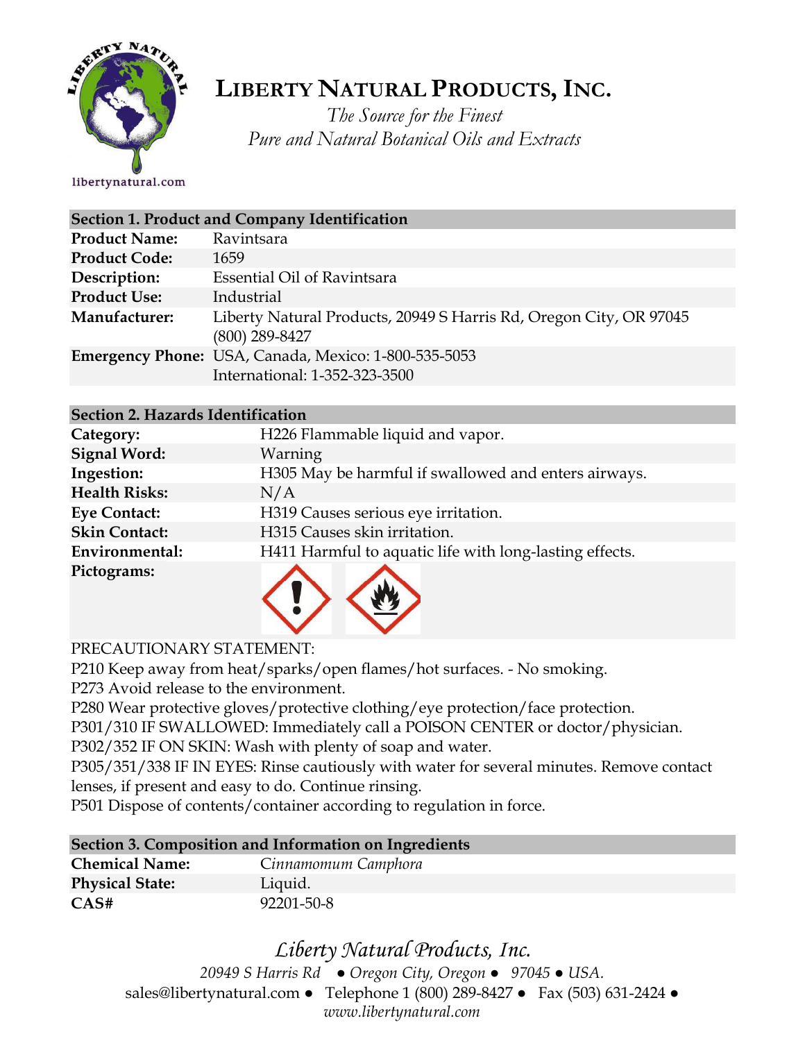# LIBERTY NATURAL PRODUCTS, INC.

*The Source for the Finest*
*Pure and Natural Botanical Oils and Extracts*

libertynatural.com

## Section 1. Product and Company Identification

| | |
|---|---|
| **Product Name:** | Ravintsara |
| **Product Code:** | 1659 |
| **Description:** | Essential Oil of Ravintsara |
| **Product Use:** | Industrial |
| **Manufacturer:** | Liberty Natural Products, 20949 S Harris Rd, Oregon City, OR 97045 (800) 289-8427 |
| **Emergency Phone:** | USA, Canada, Mexico: 1-800-535-5053 International: 1-352-323-3500 |

## Section 2. Hazards Identification

| | |
|---|---|
| **Category:** | H226 Flammable liquid and vapor. |
| **Signal Word:** | Warning |
| **Ingestion:** | H305 May be harmful if swallowed and enters airways. |
| **Health Risks:** | N/A |
| **Eye Contact:** | H319 Causes serious eye irritation. |
| **Skin Contact:** | H315 Causes skin irritation. |
| **Environmental:** | H411 Harmful to aquatic life with long-lasting effects. |
| **Pictograms:** | |

PRECAUTIONARY STATEMENT:
P210 Keep away from heat/sparks/open flames/hot surfaces. - No smoking.
P273 Avoid release to the environment.
P280 Wear protective gloves/protective clothing/eye protection/face protection.
P301/310 IF SWALLOWED: Immediately call a POISON CENTER or doctor/physician.
P302/352 IF ON SKIN: Wash with plenty of soap and water.
P305/351/338 IF IN EYES: Rinse cautiously with water for several minutes. Remove contact lenses, if present and easy to do. Continue rinsing.
P501 Dispose of contents/container according to regulation in force.

## Section 3. Composition and Information on Ingredients

| | |
|---|---|
| **Chemical Name:** | *Cinnamomum Camphora* |
| **Physical State:** | Liquid. |
| **CAS#** | 92201-50-8 |

*Liberty Natural Products, Inc.*
*20949 S Harris Rd ● Oregon City, Oregon ● 97045 ● USA.*
sales@libertynatural.com ● Telephone 1 (800) 289-8427 ● Fax (503) 631-2424 ●
*www.libertynatural.com*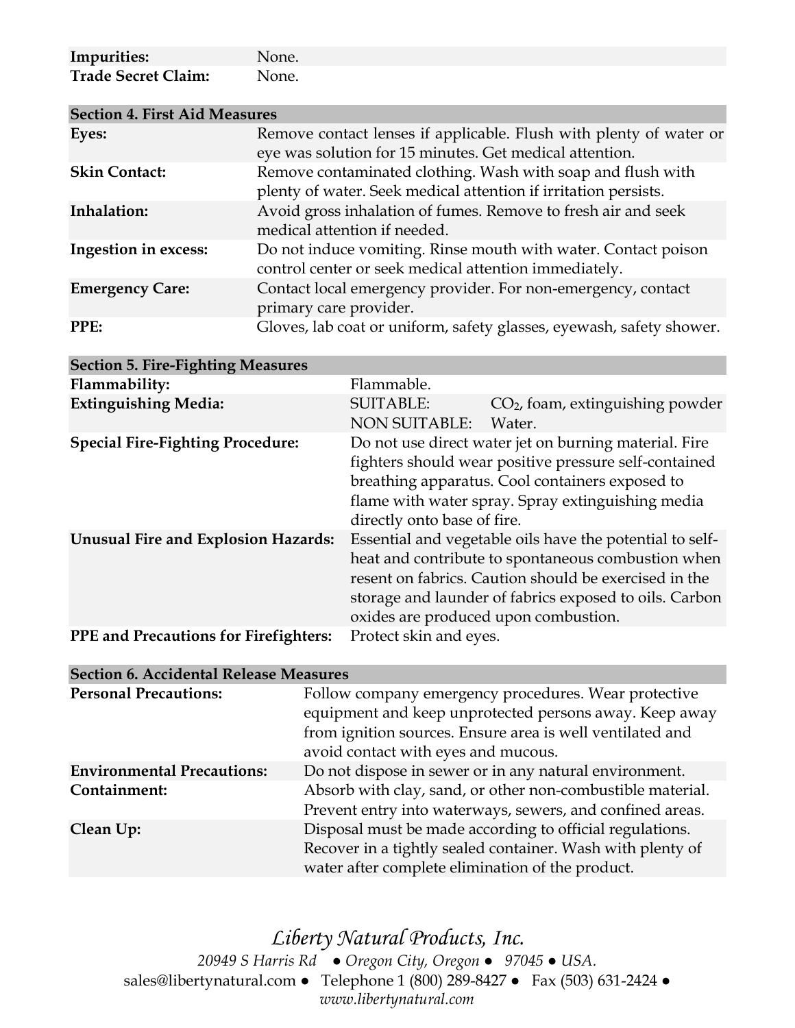| | |
|---|---|
| **Impurities:** | None. |
| **Trade Secret Claim:** | None. |

## Section 4. First Aid Measures

| | |
|---|---|
| **Eyes:** | Remove contact lenses if applicable. Flush with plenty of water or eye was solution for 15 minutes. Get medical attention. |
| **Skin Contact:** | Remove contaminated clothing. Wash with soap and flush with plenty of water. Seek medical attention if irritation persists. |
| **Inhalation:** | Avoid gross inhalation of fumes. Remove to fresh air and seek medical attention if needed. |
| **Ingestion in excess:** | Do not induce vomiting. Rinse mouth with water. Contact poison control center or seek medical attention immediately. |
| **Emergency Care:** | Contact local emergency provider. For non-emergency, contact primary care provider. |
| **PPE:** | Gloves, lab coat or uniform, safety glasses, eyewash, safety shower. |

## Section 5. Fire-Fighting Measures

| | |
|---|---|
| **Flammability:** | Flammable. |
| **Extinguishing Media:** | SUITABLE: $CO_2$, foam, extinguishing powder<br>NON SUITABLE: Water. |
| **Special Fire-Fighting Procedure:** | Do not use direct water jet on burning material. Fire fighters should wear positive pressure self-contained breathing apparatus. Cool containers exposed to flame with water spray. Spray extinguishing media directly onto base of fire. |
| **Unusual Fire and Explosion Hazards:** | Essential and vegetable oils have the potential to self-heat and contribute to spontaneous combustion when resent on fabrics. Caution should be exercised in the storage and launder of fabrics exposed to oils. Carbon oxides are produced upon combustion. |
| **PPE and Precautions for Firefighters:** | Protect skin and eyes. |

## Section 6. Accidental Release Measures

| | |
|---|---|
| **Personal Precautions:** | Follow company emergency procedures. Wear protective equipment and keep unprotected persons away. Keep away from ignition sources. Ensure area is well ventilated and avoid contact with eyes and mucous. |
| **Environmental Precautions:** | Do not dispose in sewer or in any natural environment. |
| **Containment:** | Absorb with clay, sand, or other non-combustible material. Prevent entry into waterways, sewers, and confined areas. |
| **Clean Up:** | Disposal must be made according to official regulations. Recover in a tightly sealed container. Wash with plenty of water after complete elimination of the product. |

*Liberty Natural Products, Inc.*

*20949 S Harris Rd ● Oregon City, Oregon ● 97045 ● USA.*

sales@libertynatural.com ● Telephone 1 (800) 289-8427 ● Fax (503) 631-2424 ●

*www.libertynatural.com*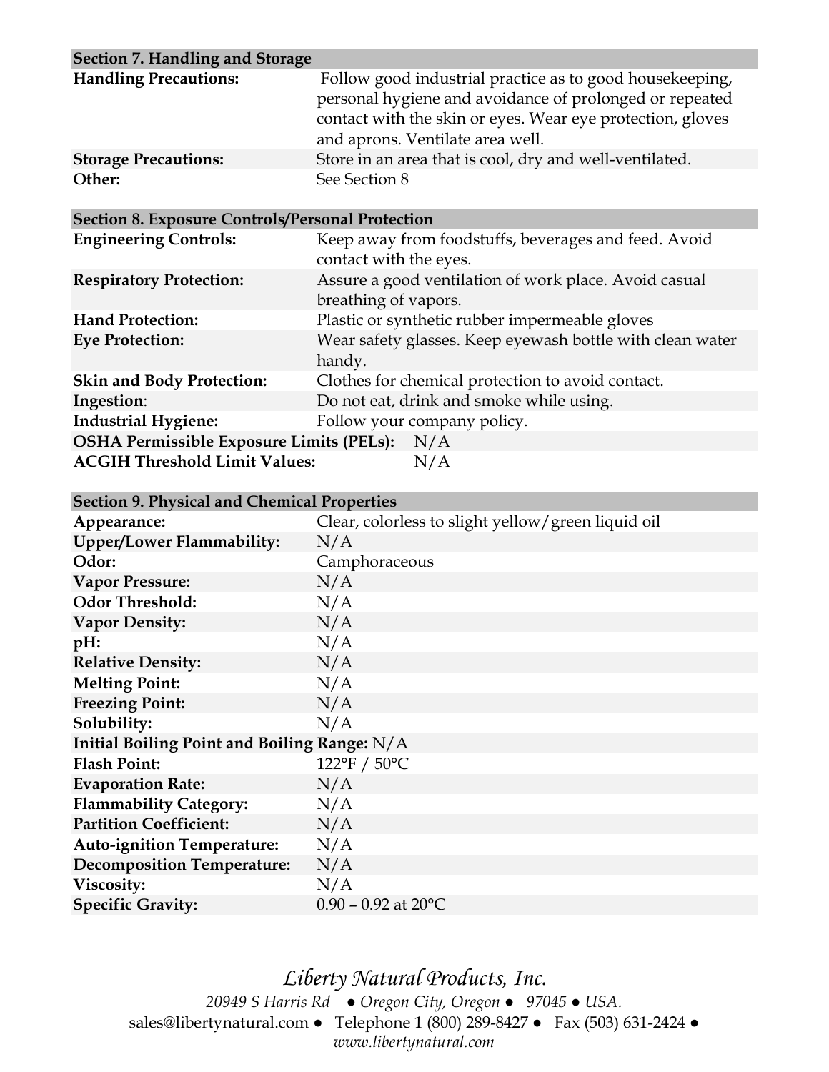## Section 7. Handling and Storage

| | |
|---|---|
| **Handling Precautions:** | Follow good industrial practice as to good housekeeping, personal hygiene and avoidance of prolonged or repeated contact with the skin or eyes. Wear eye protection, gloves and aprons. Ventilate area well. |
| **Storage Precautions:** | Store in an area that is cool, dry and well-ventilated. |
| **Other:** | See Section 8 |

## Section 8. Exposure Controls/Personal Protection

| | |
|---|---|
| **Engineering Controls:** | Keep away from foodstuffs, beverages and feed. Avoid contact with the eyes. |
| **Respiratory Protection:** | Assure a good ventilation of work place. Avoid casual breathing of vapors. |
| **Hand Protection:** | Plastic or synthetic rubber impermeable gloves |
| **Eye Protection:** | Wear safety glasses. Keep eyewash bottle with clean water handy. |
| **Skin and Body Protection:** | Clothes for chemical protection to avoid contact. |
| **Ingestion:** | Do not eat, drink and smoke while using. |
| **Industrial Hygiene:** | Follow your company policy. |
| **OSHA Permissible Exposure Limits (PELs):** | N/A |
| **ACGIH Threshold Limit Values:** | N/A |

## Section 9. Physical and Chemical Properties

| | |
|---|---|
| **Appearance:** | Clear, colorless to slight yellow/green liquid oil |
| **Upper/Lower Flammability:** | N/A |
| **Odor:** | Camphoraceous |
| **Vapor Pressure:** | N/A |
| **Odor Threshold:** | N/A |
| **Vapor Density:** | N/A |
| **pH:** | N/A |
| **Relative Density:** | N/A |
| **Melting Point:** | N/A |
| **Freezing Point:** | N/A |
| **Solubility:** | N/A |
| **Initial Boiling Point and Boiling Range:** | N/A |
| **Flash Point:** | 122°F / 50°C |
| **Evaporation Rate:** | N/A |
| **Flammability Category:** | N/A |
| **Partition Coefficient:** | N/A |
| **Auto-ignition Temperature:** | N/A |
| **Decomposition Temperature:** | N/A |
| **Viscosity:** | N/A |
| **Specific Gravity:** | 0.90 – 0.92 at 20°C |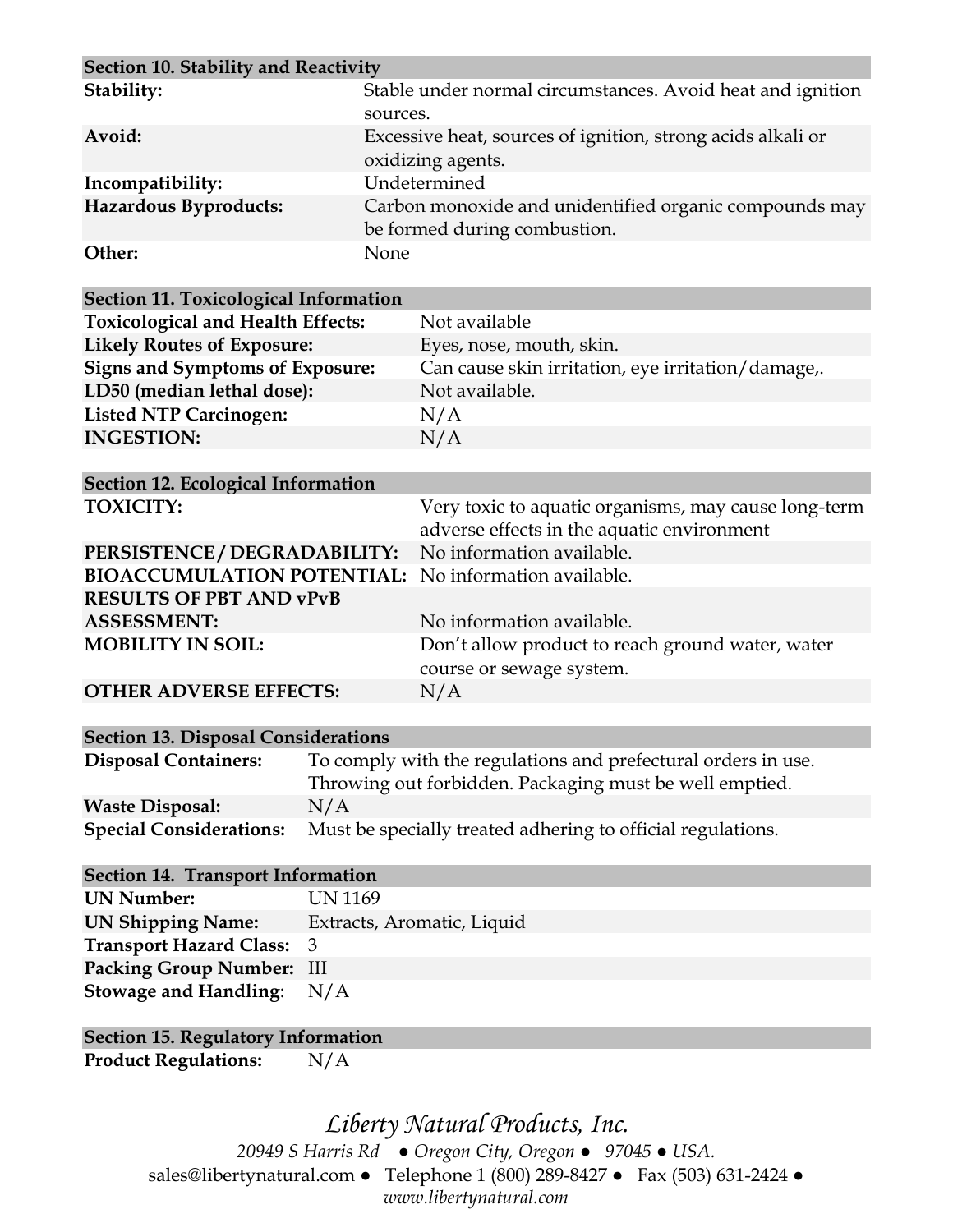| Section 10. Stability and Reactivity | |
|---|---|
| **Stability:** | Stable under normal circumstances. Avoid heat and ignition sources. |
| **Avoid:** | Excessive heat, sources of ignition, strong acids alkali or oxidizing agents. |
| **Incompatibility:** | Undetermined |
| **Hazardous Byproducts:** | Carbon monoxide and unidentified organic compounds may be formed during combustion. |
| **Other:** | None |

| Section 11. Toxicological Information | |
|---|---|
| **Toxicological and Health Effects:** | Not available |
| **Likely Routes of Exposure:** | Eyes, nose, mouth, skin. |
| **Signs and Symptoms of Exposure:** | Can cause skin irritation, eye irritation/damage,. |
| **LD50 (median lethal dose):** | Not available. |
| **Listed NTP Carcinogen:** | N/A |
| **INGESTION:** | N/A |

| Section 12. Ecological Information | |
|---|---|
| **TOXICITY:** | Very toxic to aquatic organisms, may cause long-term adverse effects in the aquatic environment |
| **PERSISTENCE / DEGRADABILITY:** | No information available. |
| **BIOACCUMULATION POTENTIAL:** | No information available. |
| **RESULTS OF PBT AND vPvB ASSESSMENT:** | No information available. |
| **MOBILITY IN SOIL:** | Don't allow product to reach ground water, water course or sewage system. |
| **OTHER ADVERSE EFFECTS:** | N/A |

| Section 13. Disposal Considerations | |
|---|---|
| **Disposal Containers:** | To comply with the regulations and prefectural orders in use. Throwing out forbidden. Packaging must be well emptied. |
| **Waste Disposal:** | N/A |
| **Special Considerations:** | Must be specially treated adhering to official regulations. |

| Section 14. Transport Information | |
|---|---|
| **UN Number:** | UN 1169 |
| **UN Shipping Name:** | Extracts, Aromatic, Liquid |
| **Transport Hazard Class:** | 3 |
| **Packing Group Number:** | III |
| **Stowage and Handling:** | N/A |

| Section 15. Regulatory Information | |
|---|---|
| **Product Regulations:** | N/A |

*Liberty Natural Products, Inc.*

*20949 S Harris Rd ● Oregon City, Oregon ● 97045 ● USA.*

sales@libertynatural.com ● Telephone 1 (800) 289-8427 ● Fax (503) 631-2424 ●

*www.libertynatural.com*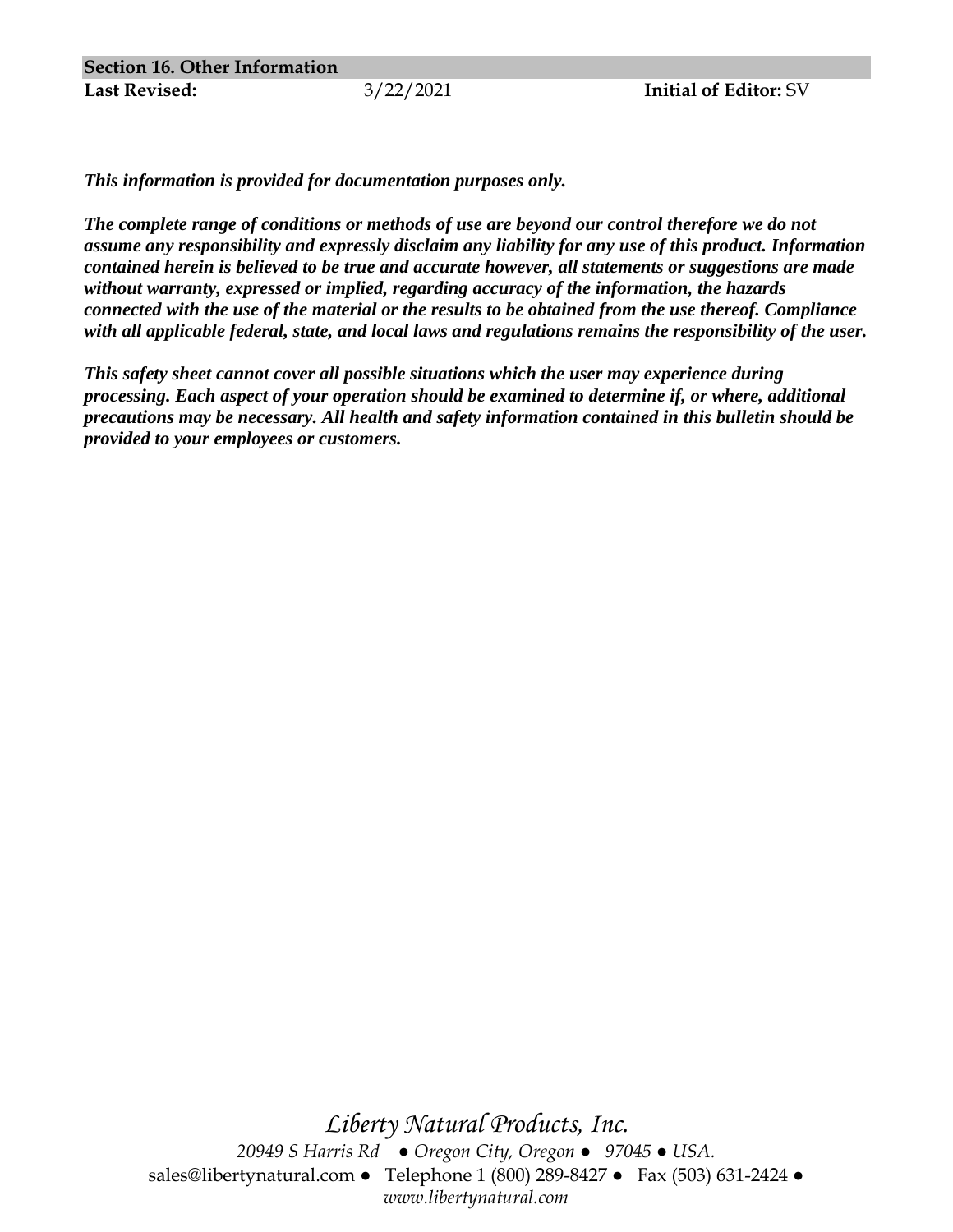## Section 16. Other Information

**Last Revised:** 3/22/2021 **Initial of Editor:** SV

***This information is provided for documentation purposes only.***

***The complete range of conditions or methods of use are beyond our control therefore we do not assume any responsibility and expressly disclaim any liability for any use of this product. Information contained herein is believed to be true and accurate however, all statements or suggestions are made without warranty, expressed or implied, regarding accuracy of the information, the hazards connected with the use of the material or the results to be obtained from the use thereof. Compliance with all applicable federal, state, and local laws and regulations remains the responsibility of the user.***

***This safety sheet cannot cover all possible situations which the user may experience during processing. Each aspect of your operation should be examined to determine if, or where, additional precautions may be necessary. All health and safety information contained in this bulletin should be provided to your employees or customers.***